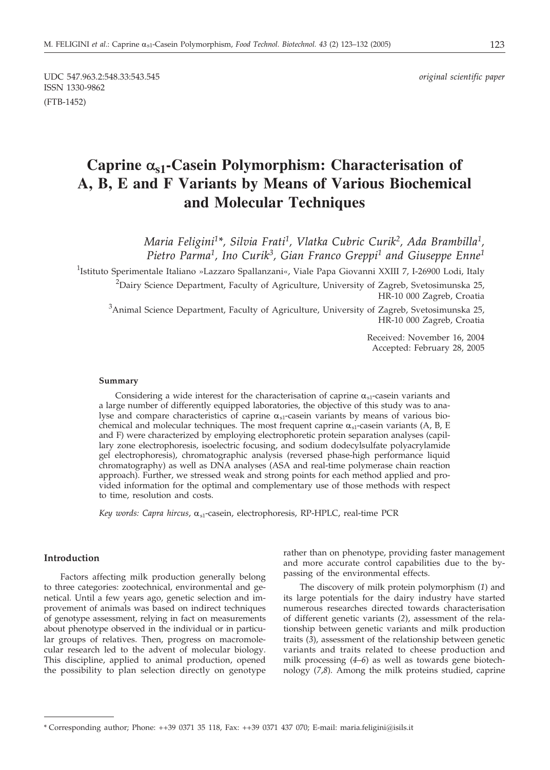UDC 547.963.2:548.33:543.545

ISSN 1330-9862

(FTB-1452)

*original scientific paper*

# Caprine $\alpha_{s1}$-Casein Polymorphism: Characterisation of A, B, E and F Variants by Means of Various Biochemical and Molecular Techniques

*Maria Feligini[1]\*, Silvia Frati[1], Vlatka Cubric Curik[2], Ada Brambilla[1], Pietro Parma[1], Ino Curik[3], Gian Franco Greppi[1] and Giuseppe Enne[1]*

[1]Istituto Sperimentale Italiano »Lazzaro Spallanzani«, Viale Papa Giovanni XXIII 7, I-26900 Lodi, Italy

[2]Dairy Science Department, Faculty of Agriculture, University of Zagreb, Svetosimunska 25, HR-10 000 Zagreb, Croatia

[3]Animal Science Department, Faculty of Agriculture, University of Zagreb, Svetosimunska 25, HR-10 000 Zagreb, Croatia

Received: November 16, 2004

Accepted: February 28, 2005

### Summary

Considering a wide interest for the characterisation of caprine $\alpha_{s1}$-casein variants and a large number of differently equipped laboratories, the objective of this study was to analyse and compare characteristics of caprine $\alpha_{s1}$-casein variants by means of various biochemical and molecular techniques. The most frequent caprine $\alpha_{s1}$-casein variants (A, B, E and F) were characterized by employing electrophoretic protein separation analyses (capillary zone electrophoresis, isoelectric focusing, and sodium dodecylsulfate polyacrylamide gel electrophoresis), chromatographic analysis (reversed phase-high performance liquid chromatography) as well as DNA analyses (ASA and real-time polymerase chain reaction approach). Further, we stressed weak and strong points for each method applied and provided information for the optimal and complementary use of those methods with respect to time, resolution and costs.

*Key words: Capra hircus*, $\alpha_{s1}$-casein, electrophoresis, RP-HPLC, real-time PCR

### Introduction

Factors affecting milk production generally belong to three categories: zootechnical, environmental and genetical. Until a few years ago, genetic selection and improvement of animals was based on indirect techniques of genotype assessment, relying in fact on measurements about phenotype observed in the individual or in particular groups of relatives. Then, progress on macromolecular research led to the advent of molecular biology. This discipline, applied to animal production, opened the possibility to plan selection directly on genotype rather than on phenotype, providing faster management and more accurate control capabilities due to the bypassing of the environmental effects.

The discovery of milk protein polymorphism (*1*) and its large potentials for the dairy industry have started numerous researches directed towards characterisation of different genetic variants (*2*), assessment of the relationship between genetic variants and milk production traits (*3*), assessment of the relationship between genetic variants and traits related to cheese production and milk processing (*4–6*) as well as towards gene biotechnology (*7*,*8*). Among the milk proteins studied, caprine

\* Corresponding author; Phone: ++39 0371 35 118, Fax: ++39 0371 437 070; E-mail: maria.feligini@isils.it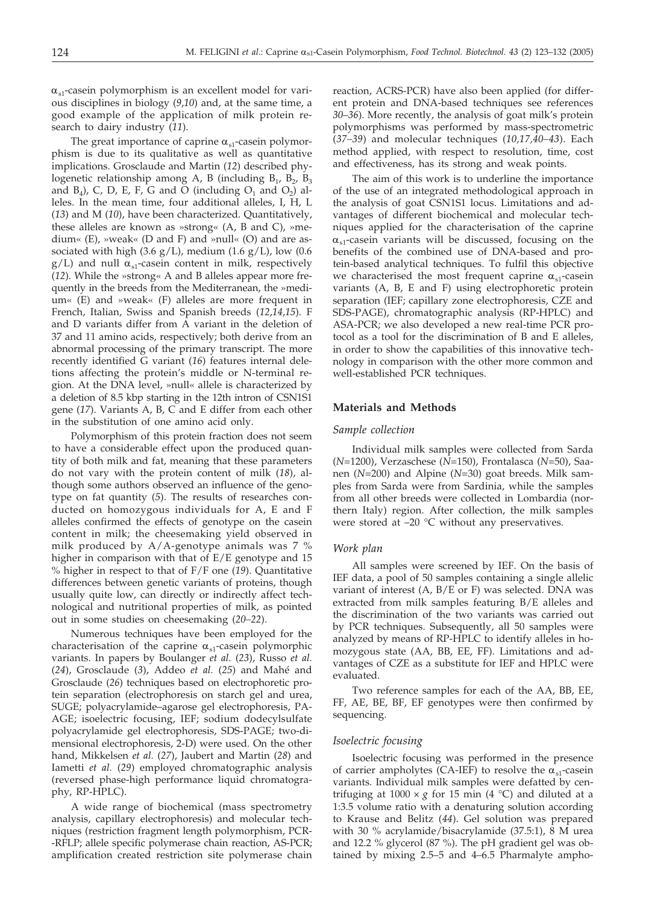$\alpha_{s1}$-casein polymorphism is an excellent model for various disciplines in biology (*9,10*) and, at the same time, a good example of the application of milk protein research to dairy industry (*11*).

The great importance of caprine $\alpha_{s1}$-casein polymorphism is due to its qualitative as well as quantitative implications. Grosclaude and Martin (*12*) described phylogenetic relationship among A, B (including $B_1$, $B_2$, $B_3$ and $B_4$), C, D, E, F, G and O (including $O_1$ and $O_2$) alleles. In the mean time, four additional alleles, I, H, L (*13*) and M (*10*), have been characterized. Quantitatively, these alleles are known as »strong« (A, B and C), »medium« (E), »weak« (D and F) and »null« (O) and are associated with high (3.6 g/L), medium (1.6 g/L), low (0.6 g/L) and null $\alpha_{s1}$-casein content in milk, respectively (*12*). While the »strong« A and B alleles appear more frequently in the breeds from the Mediterranean, the »medium« (E) and »weak« (F) alleles are more frequent in French, Italian, Swiss and Spanish breeds (*12,14,15*). F and D variants differ from A variant in the deletion of 37 and 11 amino acids, respectively; both derive from an abnormal processing of the primary transcript. The more recently identified G variant (*16*) features internal deletions affecting the protein's middle or N-terminal region. At the DNA level, »null« allele is characterized by a deletion of 8.5 kbp starting in the 12th intron of CSN1S1 gene (*17*). Variants A, B, C and E differ from each other in the substitution of one amino acid only.

Polymorphism of this protein fraction does not seem to have a considerable effect upon the produced quantity of both milk and fat, meaning that these parameters do not vary with the protein content of milk (*18*), although some authors observed an influence of the genotype on fat quantity (*5*). The results of researches conducted on homozygous individuals for A, E and F alleles confirmed the effects of genotype on the casein content in milk; the cheesemaking yield observed in milk produced by A/A-genotype animals was 7 % higher in comparison with that of E/E genotype and 15 % higher in respect to that of F/F one (*19*). Quantitative differences between genetic variants of proteins, though usually quite low, can directly or indirectly affect technological and nutritional properties of milk, as pointed out in some studies on cheesemaking (*20–22*).

Numerous techniques have been employed for the characterisation of the caprine $\alpha_{s1}$-casein polymorphic variants. In papers by Boulanger *et al.* (*23*), Russo *et al.* (*24*), Grosclaude (*3*), Addeo *et al.* (*25*) and Mahé and Grosclaude (*26*) techniques based on electrophoretic protein separation (electrophoresis on starch gel and urea, SUGE; polyacrylamide–agarose gel electrophoresis, PAAGE; isoelectric focusing, IEF; sodium dodecylsulfate polyacrylamide gel electrophoresis, SDS-PAGE; two-dimensional electrophoresis, 2-D) were used. On the other hand, Mikkelsen *et al.* (*27*), Jaubert and Martin (*28*) and Iametti *et al.* (*29*) employed chromatographic analysis (reversed phase-high performance liquid chromatography, RP-HPLC).

A wide range of biochemical (mass spectrometry analysis, capillary electrophoresis) and molecular techniques (restriction fragment length polymorphism, PCR--RFLP; allele specific polymerase chain reaction, AS-PCR; amplification created restriction site polymerase chain reaction, ACRS-PCR) have also been applied (for different protein and DNA-based techniques see references *30–36*). More recently, the analysis of goat milk's protein polymorphisms was performed by mass-spectrometric (*37–39*) and molecular techniques (*10,17,40–43*). Each method applied, with respect to resolution, time, cost and effectiveness, has its strong and weak points.

The aim of this work is to underline the importance of the use of an integrated methodological approach in the analysis of goat CSN1S1 locus. Limitations and advantages of different biochemical and molecular techniques applied for the characterisation of the caprine $\alpha_{s1}$-casein variants will be discussed, focusing on the benefits of the combined use of DNA-based and protein-based analytical techniques. To fulfil this objective we characterised the most frequent caprine $\alpha_{s1}$-casein variants (A, B, E and F) using electrophoretic protein separation (IEF; capillary zone electrophoresis, CZE and SDS-PAGE), chromatographic analysis (RP-HPLC) and ASA-PCR; we also developed a new real-time PCR protocol as a tool for the discrimination of B and E alleles, in order to show the capabilities of this innovative technology in comparison with the other more common and well-established PCR techniques.

## Materials and Methods

### Sample collection

Individual milk samples were collected from Sarda (*N*=1200), Verzaschese (*N*=150), Frontalasca (*N*=50), Saanen (*N*=200) and Alpine (*N*=30) goat breeds. Milk samples from Sarda were from Sardinia, while the samples from all other breeds were collected in Lombardia (northern Italy) region. After collection, the milk samples were stored at –20 °C without any preservatives.

### Work plan

All samples were screened by IEF. On the basis of IEF data, a pool of 50 samples containing a single allelic variant of interest (A, B/E or F) was selected. DNA was extracted from milk samples featuring B/E alleles and the discrimination of the two variants was carried out by PCR techniques. Subsequently, all 50 samples were analyzed by means of RP-HPLC to identify alleles in homozygous state (AA, BB, EE, FF). Limitations and advantages of CZE as a substitute for IEF and HPLC were evaluated.

Two reference samples for each of the AA, BB, EE, FF, AE, BE, BF, EF genotypes were then confirmed by sequencing.

### Isoelectric focusing

Isoelectric focusing was performed in the presence of carrier ampholytes (CA-IEF) to resolve the $\alpha_{s1}$-casein variants. Individual milk samples were defatted by centrifuging at 1000 × *g* for 15 min (4 °C) and diluted at a 1:3.5 volume ratio with a denaturing solution according to Krause and Belitz (*44*). Gel solution was prepared with 30 % acrylamide/bisacrylamide (37.5:1), 8 M urea and 12.2 % glycerol (87 %). The pH gradient gel was obtained by mixing 2.5–5 and 4–6.5 Pharmalyte ampho-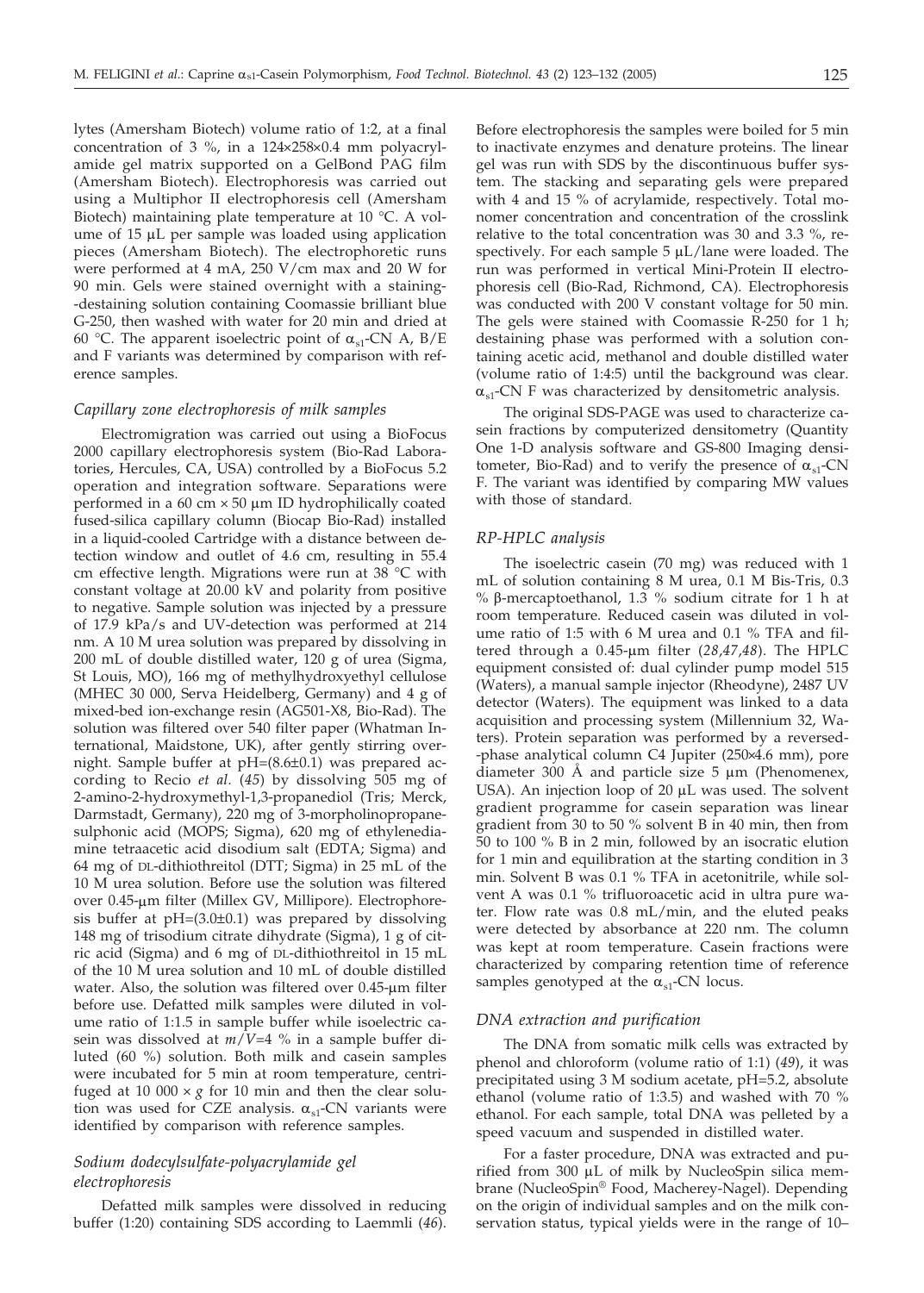lytes (Amersham Biotech) volume ratio of 1:2, at a final concentration of 3 %, in a 124×258×0.4 mm polyacrylamide gel matrix supported on a GelBond PAG film (Amersham Biotech). Electrophoresis was carried out using a Multiphor II electrophoresis cell (Amersham Biotech) maintaining plate temperature at 10 °C. A volume of 15 μL per sample was loaded using application pieces (Amersham Biotech). The electrophoretic runs were performed at 4 mA, 250 V/cm max and 20 W for 90 min. Gels were stained overnight with a staining-destaining solution containing Coomassie brilliant blue G-250, then washed with water for 20 min and dried at 60 °C. The apparent isoelectric point of $\alpha_{s1}$-CN A, B/E and F variants was determined by comparison with reference samples.

### *Capillary zone electrophoresis of milk samples*

Electromigration was carried out using a BioFocus 2000 capillary electrophoresis system (Bio-Rad Laboratories, Hercules, CA, USA) controlled by a BioFocus 5.2 operation and integration software. Separations were performed in a 60 cm × 50 μm ID hydrophilically coated fused-silica capillary column (Biocap Bio-Rad) installed in a liquid-cooled Cartridge with a distance between detection window and outlet of 4.6 cm, resulting in 55.4 cm effective length. Migrations were run at 38 °C with constant voltage at 20.00 kV and polarity from positive to negative. Sample solution was injected by a pressure of 17.9 kPa/s and UV-detection was performed at 214 nm. A 10 M urea solution was prepared by dissolving in 200 mL of double distilled water, 120 g of urea (Sigma, St Louis, MO), 166 mg of methylhydroxyethyl cellulose (MHEC 30 000, Serva Heidelberg, Germany) and 4 g of mixed-bed ion-exchange resin (AG501-X8, Bio-Rad). The solution was filtered over 540 filter paper (Whatman International, Maidstone, UK), after gently stirring overnight. Sample buffer at pH=(8.6±0.1) was prepared according to Recio *et al.* (*45*) by dissolving 505 mg of 2-amino-2-hydroxymethyl-1,3-propanediol (Tris; Merck, Darmstadt, Germany), 220 mg of 3-morpholinopropanesulphonic acid (MOPS; Sigma), 620 mg of ethylenediamine tetraacetic acid disodium salt (EDTA; Sigma) and 64 mg of DL-dithiothreitol (DTT; Sigma) in 25 mL of the 10 M urea solution. Before use the solution was filtered over 0.45-μm filter (Millex GV, Millipore). Electrophoresis buffer at pH=(3.0±0.1) was prepared by dissolving 148 mg of trisodium citrate dihydrate (Sigma), 1 g of citric acid (Sigma) and 6 mg of DL-dithiothreitol in 15 mL of the 10 M urea solution and 10 mL of double distilled water. Also, the solution was filtered over 0.45-μm filter before use. Defatted milk samples were diluted in volume ratio of 1:1.5 in sample buffer while isoelectric casein was dissolved at $m/V$=4 % in a sample buffer diluted (60 %) solution. Both milk and casein samples were incubated for 5 min at room temperature, centrifuged at 10 000 × *g* for 10 min and then the clear solution was used for CZE analysis. $\alpha_{s1}$-CN variants were identified by comparison with reference samples.

### *Sodium dodecylsulfate-polyacrylamide gel electrophoresis*

Defatted milk samples were dissolved in reducing buffer (1:20) containing SDS according to Laemmli (*46*). Before electrophoresis the samples were boiled for 5 min to inactivate enzymes and denature proteins. The linear gel was run with SDS by the discontinuous buffer system. The stacking and separating gels were prepared with 4 and 15 % of acrylamide, respectively. Total monomer concentration and concentration of the crosslink relative to the total concentration was 30 and 3.3 %, respectively. For each sample 5 μL/lane were loaded. The run was performed in vertical Mini-Protein II electrophoresis cell (Bio-Rad, Richmond, CA). Electrophoresis was conducted with 200 V constant voltage for 50 min. The gels were stained with Coomassie R-250 for 1 h; destaining phase was performed with a solution containing acetic acid, methanol and double distilled water (volume ratio of 1:4:5) until the background was clear. $\alpha_{s1}$-CN F was characterized by densitometric analysis.

The original SDS-PAGE was used to characterize casein fractions by computerized densitometry (Quantity One 1-D analysis software and GS-800 Imaging densitometer, Bio-Rad) and to verify the presence of $\alpha_{s1}$-CN F. The variant was identified by comparing MW values with those of standard.

### *RP-HPLC analysis*

The isoelectric casein (70 mg) was reduced with 1 mL of solution containing 8 M urea, 0.1 M Bis-Tris, 0.3 % β-mercaptoethanol, 1.3 % sodium citrate for 1 h at room temperature. Reduced casein was diluted in volume ratio of 1:5 with 6 M urea and 0.1 % TFA and filtered through a 0.45-μm filter (*28,47,48*). The HPLC equipment consisted of: dual cylinder pump model 515 (Waters), a manual sample injector (Rheodyne), 2487 UV detector (Waters). The equipment was linked to a data acquisition and processing system (Millennium 32, Waters). Protein separation was performed by a reversed-phase analytical column C4 Jupiter (250×4.6 mm), pore diameter 300 Å and particle size 5 μm (Phenomenex, USA). An injection loop of 20 μL was used. The solvent gradient programme for casein separation was linear gradient from 30 to 50 % solvent B in 40 min, then from 50 to 100 % B in 2 min, followed by an isocratic elution for 1 min and equilibration at the starting condition in 3 min. Solvent B was 0.1 % TFA in acetonitrile, while solvent A was 0.1 % trifluoroacetic acid in ultra pure water. Flow rate was 0.8 mL/min, and the eluted peaks were detected by absorbance at 220 nm. The column was kept at room temperature. Casein fractions were characterized by comparing retention time of reference samples genotyped at the $\alpha_{s1}$-CN locus.

### *DNA extraction and purification*

The DNA from somatic milk cells was extracted by phenol and chloroform (volume ratio of 1:1) (*49*), it was precipitated using 3 M sodium acetate, pH=5.2, absolute ethanol (volume ratio of 1:3.5) and washed with 70 % ethanol. For each sample, total DNA was pelleted by a speed vacuum and suspended in distilled water.

For a faster procedure, DNA was extracted and purified from 300 μL of milk by NucleoSpin silica membrane (NucleoSpin® Food, Macherey-Nagel). Depending on the origin of individual samples and on the milk conservation status, typical yields were in the range of 10–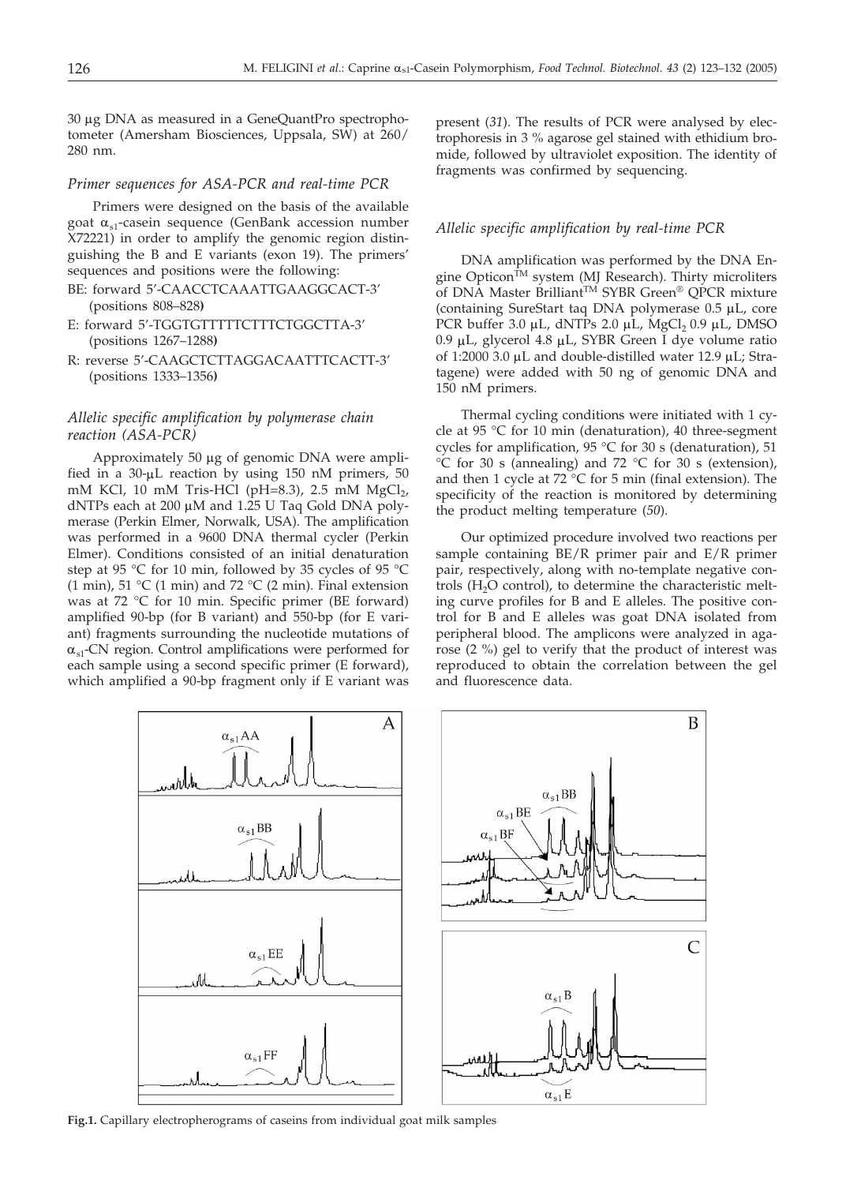30 μg DNA as measured in a GeneQuantPro spectrophotometer (Amersham Biosciences, Uppsala, SW) at 260/280 nm.

### *Primer sequences for ASA-PCR and real-time PCR*

Primers were designed on the basis of the available goat $\alpha_{s1}$-casein sequence (GenBank accession number X72221) in order to amplify the genomic region distinguishing the B and E variants (exon 19). The primers' sequences and positions were the following:

BE: forward 5'-CAACCTCAAATTGAAGGCACT-3' (positions 808–828)

E: forward 5'-TGGTGTTTTTCTTTCTGGCTTA-3' (positions 1267–1288)

R: reverse 5'-CAAGCTCTTAGGACAATTTCACTT-3' (positions 1333–1356)

### *Allelic specific amplification by polymerase chain reaction (ASA-PCR)*

Approximately 50 μg of genomic DNA were amplified in a 30-μL reaction by using 150 nM primers, 50 mM KCl, 10 mM Tris-HCl (pH=8.3), 2.5 mM $MgCl_2$, dNTPs each at 200 μM and 1.25 U Taq Gold DNA polymerase (Perkin Elmer, Norwalk, USA). The amplification was performed in a 9600 DNA thermal cycler (Perkin Elmer). Conditions consisted of an initial denaturation step at 95 °C for 10 min, followed by 35 cycles of 95 °C (1 min), 51 °C (1 min) and 72 °C (2 min). Final extension was at 72 °C for 10 min. Specific primer (BE forward) amplified 90-bp (for B variant) and 550-bp (for E variant) fragments surrounding the nucleotide mutations of $\alpha_{s1}$-CN region. Control amplifications were performed for each sample using a second specific primer (E forward), which amplified a 90-bp fragment only if E variant was present (*31*). The results of PCR were analysed by electrophoresis in 3 % agarose gel stained with ethidium bromide, followed by ultraviolet exposition. The identity of fragments was confirmed by sequencing.

### *Allelic specific amplification by real-time PCR*

DNA amplification was performed by the DNA Engine Opticon™ system (MJ Research). Thirty microliters of DNA Master Brilliant™ SYBR Green® QPCR mixture (containing SureStart taq DNA polymerase 0.5 μL, core PCR buffer 3.0 μL, dNTPs 2.0 μL, $MgCl_2$ 0.9 μL, DMSO 0.9 μL, glycerol 4.8 μL, SYBR Green I dye volume ratio of 1:2000 3.0 μL and double-distilled water 12.9 μL; Stratagene) were added with 50 ng of genomic DNA and 150 nM primers.

Thermal cycling conditions were initiated with 1 cycle at 95 °C for 10 min (denaturation), 40 three-segment cycles for amplification, 95 °C for 30 s (denaturation), 51 °C for 30 s (annealing) and 72 °C for 30 s (extension), and then 1 cycle at 72 °C for 5 min (final extension). The specificity of the reaction is monitored by determining the product melting temperature (*50*).

Our optimized procedure involved two reactions per sample containing BE/R primer pair and E/R primer pair, respectively, along with no-template negative controls ($H_2O$ control), to determine the characteristic melting curve profiles for B and E alleles. The positive control for B and E alleles was goat DNA isolated from peripheral blood. The amplicons were analyzed in agarose (2 %) gel to verify that the product of interest was reproduced to obtain the correlation between the gel and fluorescence data.

**Fig.1.** Capillary electropherograms of caseins from individual goat milk samples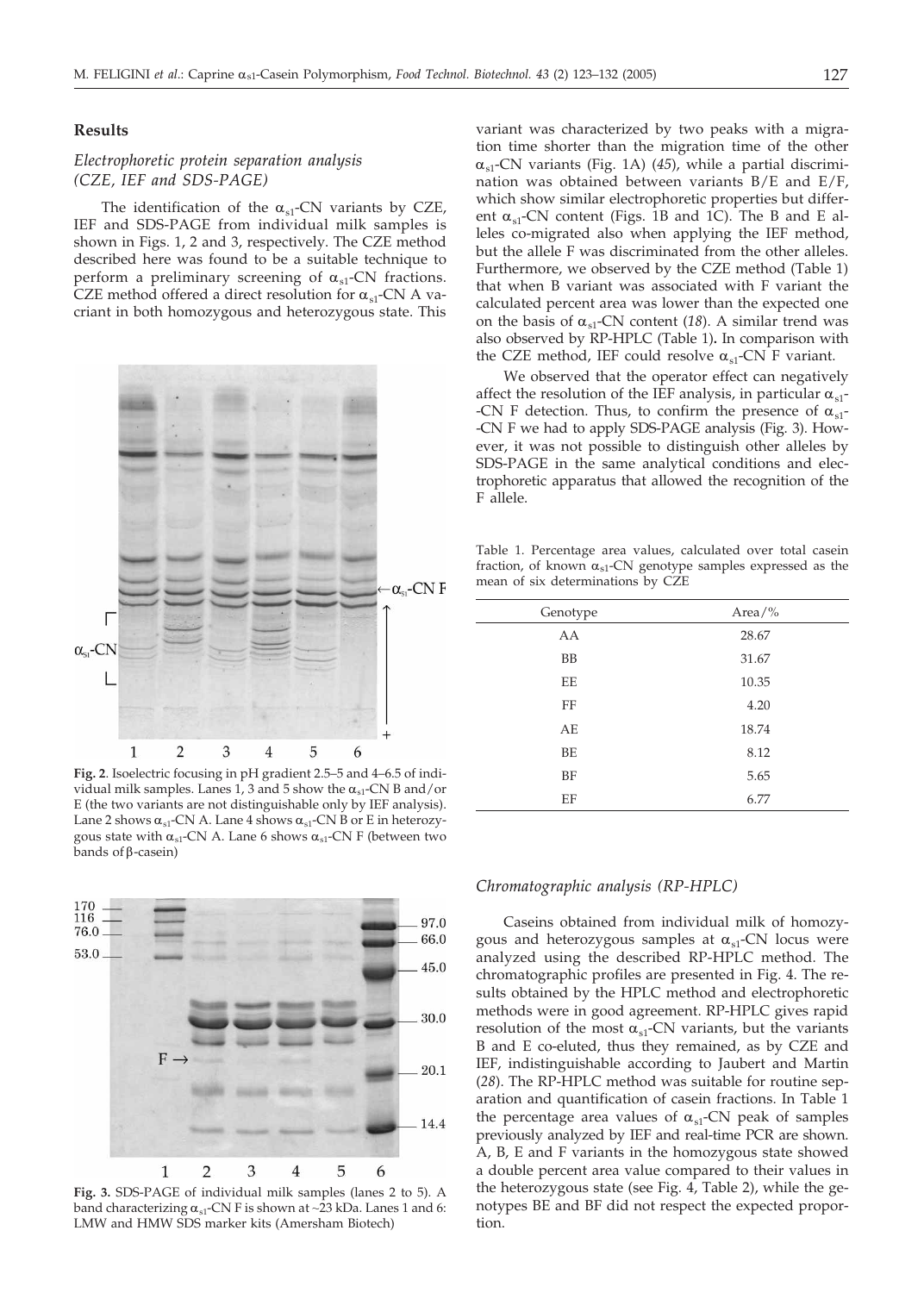## Results

### *Electrophoretic protein separation analysis (CZE, IEF and SDS-PAGE)*

The identification of the $\alpha_{s1}$-CN variants by CZE, IEF and SDS-PAGE from individual milk samples is shown in Figs. 1, 2 and 3, respectively. The CZE method described here was found to be a suitable technique to perform a preliminary screening of $\alpha_{s1}$-CN fractions. CZE method offered a direct resolution for $\alpha_{s1}$-CN A variant in both homozygous and heterozygous state. This variant was characterized by two peaks with a migration time shorter than the migration time of the other $\alpha_{s1}$-CN variants (Fig. 1A) (*45*), while a partial discrimination was obtained between variants B/E and E/F, which show similar electrophoretic properties but different $\alpha_{s1}$-CN content (Figs. 1B and 1C). The B and E alleles co-migrated also when applying the IEF method, but the allele F was discriminated from the other alleles. Furthermore, we observed by the CZE method (Table 1) that when B variant was associated with F variant the calculated percent area was lower than the expected one on the basis of $\alpha_{s1}$-CN content (*18*). A similar trend was also observed by RP-HPLC (Table 1). In comparison with the CZE method, IEF could resolve $\alpha_{s1}$-CN F variant.

We observed that the operator effect can negatively affect the resolution of the IEF analysis, in particular $\alpha_{s1}$-CN F detection. Thus, to confirm the presence of $\alpha_{s1}$-CN F we had to apply SDS-PAGE analysis (Fig. 3). However, it was not possible to distinguish other alleles by SDS-PAGE in the same analytical conditions and electrophoretic apparatus that allowed the recognition of the F allele.

**Fig. 2**. Isoelectric focusing in pH gradient 2.5–5 and 4–6.5 of individual milk samples. Lanes 1, 3 and 5 show the $\alpha_{s1}$-CN B and/or E (the two variants are not distinguishable only by IEF analysis). Lane 2 shows $\alpha_{s1}$-CN A. Lane 4 shows $\alpha_{s1}$-CN B or E in heterozygous state with $\alpha_{s1}$-CN A. Lane 6 shows $\alpha_{s1}$-CN F (between two bands of β-casein)

**Fig. 3.** SDS-PAGE of individual milk samples (lanes 2 to 5). A band characterizing $\alpha_{s1}$-CN F is shown at ~23 kDa. Lanes 1 and 6: LMW and HMW SDS marker kits (Amersham Biotech)

Table 1. Percentage area values, calculated over total casein fraction, of known $\alpha_{s1}$-CN genotype samples expressed as the mean of six determinations by CZE

| Genotype | Area/% |
|---|---|
| AA | 28.67 |
| BB | 31.67 |
| EE | 10.35 |
| FF | 4.20 |
| AE | 18.74 |
| BE | 8.12 |
| BF | 5.65 |
| EF | 6.77 |

### *Chromatographic analysis (RP-HPLC)*

Caseins obtained from individual milk of homozygous and heterozygous samples at $\alpha_{s1}$-CN locus were analyzed using the described RP-HPLC method. The chromatographic profiles are presented in Fig. 4. The results obtained by the HPLC method and electrophoretic methods were in good agreement. RP-HPLC gives rapid resolution of the most $\alpha_{s1}$-CN variants, but the variants B and E co-eluted, thus they remained, as by CZE and IEF, indistinguishable according to Jaubert and Martin (*28*). The RP-HPLC method was suitable for routine separation and quantification of casein fractions. In Table 1 the percentage area values of $\alpha_{s1}$-CN peak of samples previously analyzed by IEF and real-time PCR are shown. A, B, E and F variants in the homozygous state showed a double percent area value compared to their values in the heterozygous state (see Fig. 4, Table 2), while the genotypes BE and BF did not respect the expected proportion.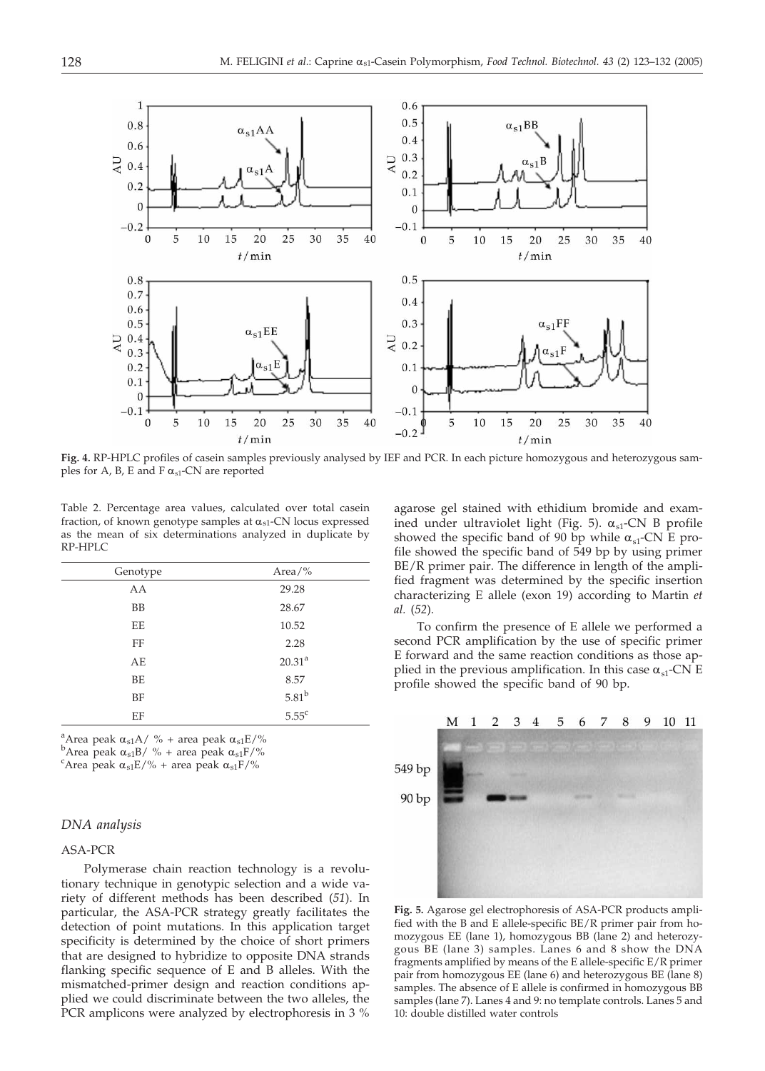**Fig. 4.** RP-HPLC profiles of casein samples previously analysed by IEF and PCR. In each picture homozygous and heterozygous samples for A, B, E and F $\alpha_{s1}$-CN are reported

Table 2. Percentage area values, calculated over total casein fraction, of known genotype samples at $\alpha_{s1}$-CN locus expressed as the mean of six determinations analyzed in duplicate by RP-HPLC

| Genotype | Area/% |
|---|---|
| AA | 29.28 |
| BB | 28.67 |
| EE | 10.52 |
| FF | 2.28 |
| AE | 20.31[a] |
| BE | 8.57 |
| BF | 5.81[b] |
| EF | 5.55[c] |

[a]Area peak $\alpha_{s1}$A/ % + area peak $\alpha_{s1}$E/%
[b]Area peak $\alpha_{s1}$B/ % + area peak $\alpha_{s1}$F/%
[c]Area peak $\alpha_{s1}$E/% + area peak $\alpha_{s1}$F/%

### *DNA analysis*

#### ASA-PCR

Polymerase chain reaction technology is a revolutionary technique in genotypic selection and a wide variety of different methods has been described (*51*). In particular, the ASA-PCR strategy greatly facilitates the detection of point mutations. In this application target specificity is determined by the choice of short primers that are designed to hybridize to opposite DNA strands flanking specific sequence of E and B alleles. With the mismatched-primer design and reaction conditions applied we could discriminate between the two alleles, the PCR amplicons were analyzed by electrophoresis in 3 % agarose gel stained with ethidium bromide and examined under ultraviolet light (Fig. 5). $\alpha_{s1}$-CN B profile showed the specific band of 90 bp while $\alpha_{s1}$-CN E profile showed the specific band of 549 bp by using primer BE/R primer pair. The difference in length of the amplified fragment was determined by the specific insertion characterizing E allele (exon 19) according to Martin *et al.* (*52*).

To confirm the presence of E allele we performed a second PCR amplification by the use of specific primer E forward and the same reaction conditions as those applied in the previous amplification. In this case $\alpha_{s1}$-CN E profile showed the specific band of 90 bp.

**Fig. 5.** Agarose gel electrophoresis of ASA-PCR products amplified with the B and E allele-specific BE/R primer pair from homozygous EE (lane 1), homozygous BB (lane 2) and heterozygous BE (lane 3) samples. Lanes 6 and 8 show the DNA fragments amplified by means of the E allele-specific E/R primer pair from homozygous EE (lane 6) and heterozygous BE (lane 8) samples. The absence of E allele is confirmed in homozygous BB samples (lane 7). Lanes 4 and 9: no template controls. Lanes 5 and 10: double distilled water controls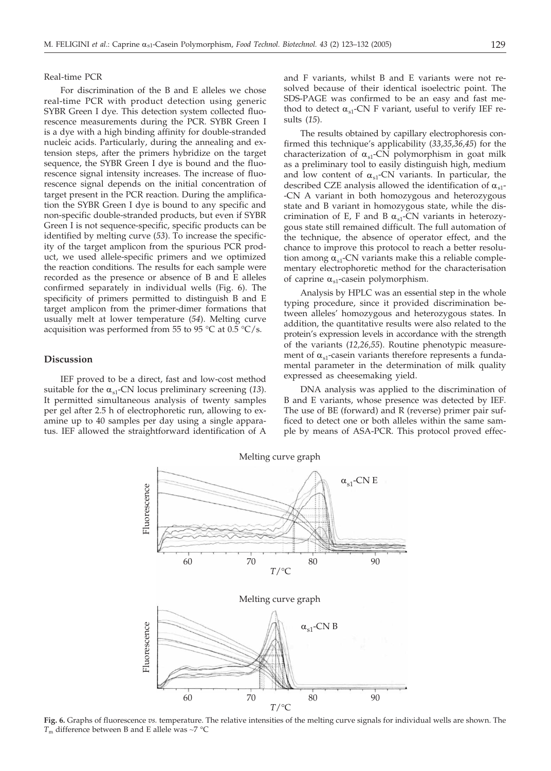Real-time PCR

For discrimination of the B and E alleles we chose real-time PCR with product detection using generic SYBR Green I dye. This detection system collected fluorescence measurements during the PCR. SYBR Green I is a dye with a high binding affinity for double-stranded nucleic acids. Particularly, during the annealing and extension steps, after the primers hybridize on the target sequence, the SYBR Green I dye is bound and the fluorescence signal intensity increases. The increase of fluorescence signal depends on the initial concentration of target present in the PCR reaction. During the amplification the SYBR Green I dye is bound to any specific and non-specific double-stranded products, but even if SYBR Green I is not sequence-specific, specific products can be identified by melting curve (*53*). To increase the specificity of the target amplicon from the spurious PCR product, we used allele-specific primers and we optimized the reaction conditions. The results for each sample were recorded as the presence or absence of B and E alleles confirmed separately in individual wells (Fig. 6). The specificity of primers permitted to distinguish B and E target amplicon from the primer-dimer formations that usually melt at lower temperature (*54*). Melting curve acquisition was performed from 55 to 95 °C at 0.5 °C/s.

## Discussion

IEF proved to be a direct, fast and low-cost method suitable for the $\alpha_{s1}$-CN locus preliminary screening (*13*). It permitted simultaneous analysis of twenty samples per gel after 2.5 h of electrophoretic run, allowing to examine up to 40 samples per day using a single apparatus. IEF allowed the straightforward identification of A and F variants, whilst B and E variants were not resolved because of their identical isoelectric point. The SDS-PAGE was confirmed to be an easy and fast method to detect $\alpha_{s1}$-CN F variant, useful to verify IEF results (*15*).

The results obtained by capillary electrophoresis confirmed this technique's applicability (*33,35,36,45*) for the characterization of $\alpha_{s1}$-CN polymorphism in goat milk as a preliminary tool to easily distinguish high, medium and low content of $\alpha_{s1}$-CN variants. In particular, the described CZE analysis allowed the identification of $\alpha_{s1}$-CN A variant in both homozygous and heterozygous state and B variant in homozygous state, while the discrimination of E, F and B $\alpha_{s1}$-CN variants in heterozygous state still remained difficult. The full automation of the technique, the absence of operator effect, and the chance to improve this protocol to reach a better resolution among $\alpha_{s1}$-CN variants make this a reliable complementary electrophoretic method for the characterisation of caprine $\alpha_{s1}$-casein polymorphism.

Analysis by HPLC was an essential step in the whole typing procedure, since it provided discrimination between alleles' homozygous and heterozygous states. In addition, the quantitative results were also related to the protein's expression levels in accordance with the strength of the variants (*12,26,55*). Routine phenotypic measurement of $\alpha_{s1}$-casein variants therefore represents a fundamental parameter in the determination of milk quality expressed as cheesemaking yield.

DNA analysis was applied to the discrimination of B and E variants, whose presence was detected by IEF. The use of BE (forward) and R (reverse) primer pair sufficed to detect one or both alleles within the same sample by means of ASA-PCR. This protocol proved effec-

**Fig. 6.** Graphs of fluorescence *vs.* temperature. The relative intensities of the melting curve signals for individual wells are shown. The $T_m$ difference between B and E allele was ~7 °C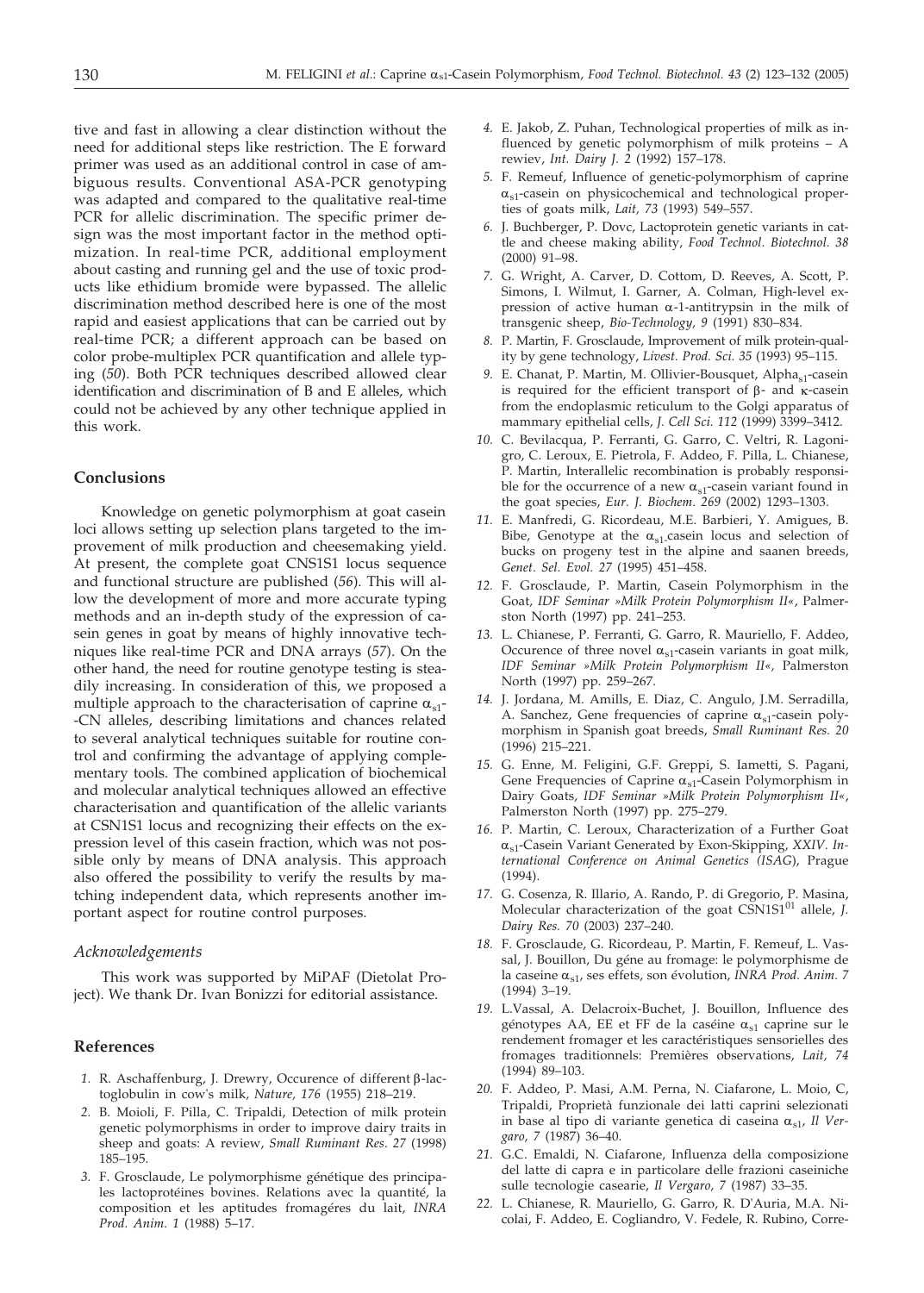tive and fast in allowing a clear distinction without the need for additional steps like restriction. The E forward primer was used as an additional control in case of ambiguous results. Conventional ASA-PCR genotyping was adapted and compared to the qualitative real-time PCR for allelic discrimination. The specific primer design was the most important factor in the method optimization. In real-time PCR, additional employment about casting and running gel and the use of toxic products like ethidium bromide were bypassed. The allelic discrimination method described here is one of the most rapid and easiest applications that can be carried out by real-time PCR; a different approach can be based on color probe-multiplex PCR quantification and allele typing (*50*). Both PCR techniques described allowed clear identification and discrimination of B and E alleles, which could not be achieved by any other technique applied in this work.

## Conclusions

Knowledge on genetic polymorphism at goat casein loci allows setting up selection plans targeted to the improvement of milk production and cheesemaking yield. At present, the complete goat CNS1S1 locus sequence and functional structure are published (*56*). This will allow the development of more and more accurate typing methods and an in-depth study of the expression of casein genes in goat by means of highly innovative techniques like real-time PCR and DNA arrays (*57*). On the other hand, the need for routine genotype testing is steadily increasing. In consideration of this, we proposed a multiple approach to the characterisation of caprine $\alpha_{s1}$-CN alleles, describing limitations and chances related to several analytical techniques suitable for routine control and confirming the advantage of applying complementary tools. The combined application of biochemical and molecular analytical techniques allowed an effective characterisation and quantification of the allelic variants at CSN1S1 locus and recognizing their effects on the expression level of this casein fraction, which was not possible only by means of DNA analysis. This approach also offered the possibility to verify the results by matching independent data, which represents another important aspect for routine control purposes.

### *Acknowledgements*

This work was supported by MiPAF (Dietolat Project). We thank Dr. Ivan Bonizzi for editorial assistance.

## References

1. R. Aschaffenburg, J. Drewry, Occurence of different β-lactoglobulin in cow's milk, *Nature, 176* (1955) 218–219.
2. B. Moioli, F. Pilla, C. Tripaldi, Detection of milk protein genetic polymorphisms in order to improve dairy traits in sheep and goats: A review, *Small Ruminant Res. 27* (1998) 185–195.
3. F. Grosclaude, Le polymorphisme génétique des principales lactoprotéines bovines. Relations avec la quantité, la composition et les aptitudes fromagéres du lait, *INRA Prod. Anim. 1* (1988) 5–17.
4. E. Jakob, Z. Puhan, Technological properties of milk as influenced by genetic polymorphism of milk proteins – A rewiev, *Int. Dairy J. 2* (1992) 157–178.
5. F. Remeuf, Influence of genetic-polymorphism of caprine $\alpha_{s1}$-casein on physicochemical and technological properties of goats milk, *Lait, 73* (1993) 549–557.
6. J. Buchberger, P. Dovc, Lactoprotein genetic variants in cattle and cheese making ability, *Food Technol. Biotechnol. 38* (2000) 91–98.
7. G. Wright, A. Carver, D. Cottom, D. Reeves, A. Scott, P. Simons, I. Wilmut, I. Garner, A. Colman, High-level expression of active human α-1-antitrypsin in the milk of transgenic sheep, *Bio-Technology, 9* (1991) 830–834.
8. P. Martin, F. Grosclaude, Improvement of milk protein-quality by gene technology, *Livest. Prod. Sci. 35* (1993) 95–115.
9. E. Chanat, P. Martin, M. Ollivier-Bousquet, Alpha$_{s1}$-casein is required for the efficient transport of β- and κ-casein from the endoplasmic reticulum to the Golgi apparatus of mammary epithelial cells, *J. Cell Sci. 112* (1999) 3399–3412.
10. C. Bevilacqua, P. Ferranti, G. Garro, C. Veltri, R. Lagonigro, C. Leroux, E. Pietrola, F. Addeo, F. Pilla, L. Chianese, P. Martin, Interallelic recombination is probably responsible for the occurrence of a new $\alpha_{s1}$-casein variant found in the goat species, *Eur. J. Biochem. 269* (2002) 1293–1303.
11. E. Manfredi, G. Ricordeau, M.E. Barbieri, Y. Amigues, B. Bibe, Genotype at the $\alpha_{s1}$-casein locus and selection of bucks on progeny test in the alpine and saanen breeds, *Genet. Sel. Evol. 27* (1995) 451–458.
12. F. Grosclaude, P. Martin, Casein Polymorphism in the Goat, *IDF Seminar »Milk Protein Polymorphism II«*, Palmerston North (1997) pp. 241–253.
13. L. Chianese, P. Ferranti, G. Garro, R. Mauriello, F. Addeo, Occurence of three novel $\alpha_{s1}$-casein variants in goat milk, *IDF Seminar »Milk Protein Polymorphism II«,* Palmerston North (1997) pp. 259–267.
14. J. Jordana, M. Amills, E. Diaz, C. Angulo, J.M. Serradilla, A. Sanchez, Gene frequencies of caprine $\alpha_{s1}$-casein polymorphism in Spanish goat breeds, *Small Ruminant Res. 20* (1996) 215–221.
15. G. Enne, M. Feligini, G.F. Greppi, S. Iametti, S. Pagani, Gene Frequencies of Caprine $\alpha_{s1}$-Casein Polymorphism in Dairy Goats, *IDF Seminar »Milk Protein Polymorphism II«*, Palmerston North (1997) pp. 275–279.
16. P. Martin, C. Leroux, Characterization of a Further Goat $\alpha_{s1}$-Casein Variant Generated by Exon-Skipping, *XXIV. International Conference on Animal Genetics (ISAG*), Prague (1994).
17. G. Cosenza, R. Illario, A. Rando, P. di Gregorio, P. Masina, Molecular characterization of the goat CSN1S1$^{01}$ allele, *J. Dairy Res. 70* (2003) 237–240.
18. F. Grosclaude, G. Ricordeau, P. Martin, F. Remeuf, L. Vassal, J. Bouillon, Du géne au fromage: le polymorphisme de la caseine $\alpha_{s1}$, ses effets, son évolution, *INRA Prod. Anim. 7* (1994) 3–19.
19. L.Vassal, A. Delacroix-Buchet, J. Bouillon, Influence des génotypes AA, EE et FF de la caséine $\alpha_{s1}$ caprine sur le rendement fromager et les caractéristiques sensorielles des fromages traditionnels: Premières observations, *Lait, 74* (1994) 89–103.
20. F. Addeo, P. Masi, A.M. Perna, N. Ciafarone, L. Moio, C, Tripaldi, Proprietà funzionale dei latti caprini selezionati in base al tipo di variante genetica di caseina $\alpha_{s1}$, *Il Vergaro, 7* (1987) 36–40.
21. G.C. Emaldi, N. Ciafarone, Influenza della composizione del latte di capra e in particolare delle frazioni caseiniche sulle tecnologie casearie, *Il Vergaro, 7* (1987) 33–35.
22. L. Chianese, R. Mauriello, G. Garro, R. D'Auria, M.A. Nicolai, F. Addeo, E. Cogliandro, V. Fedele, R. Rubino, Corre-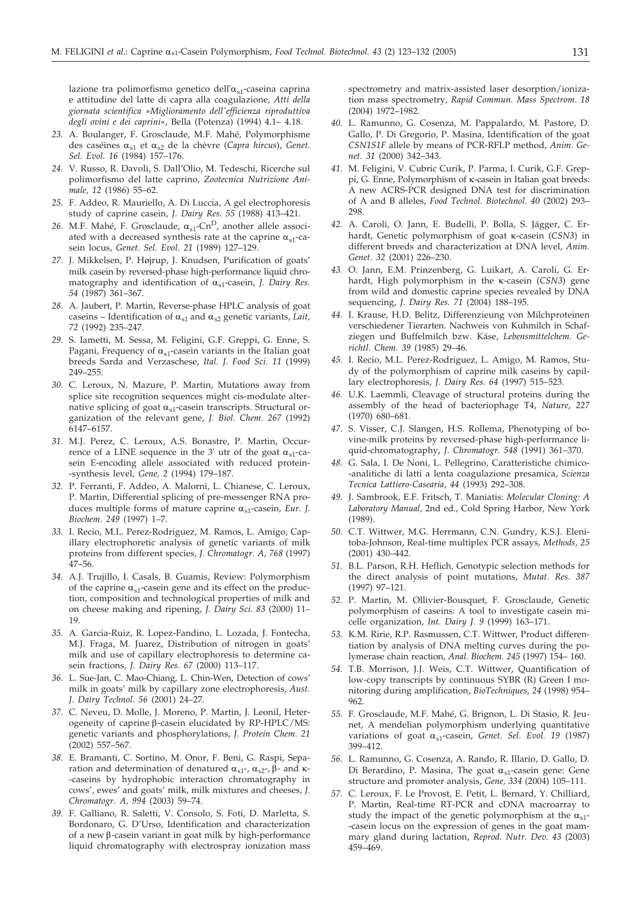lazione tra polimorfismo genetico dell'$\alpha_{s1}$-caseina caprina e attitudine del latte di capra alla coagulazione, *Atti della giornata scientifica »Miglioramento dell'efficienza riproduttiva degli ovini e dei caprini«*, Bella (Potenza) (1994) 4.1– 4.18.

23. A. Boulanger, F. Grosclaude, M.F. Mahé, Polymorphisme des caséines $\alpha_{s1}$ et $\alpha_{s2}$ de la chèvre (*Capra hircus*), *Genet. Sel. Evol. 16* (1984) 157–176.

24. V. Russo, R. Davoli, S. Dall'Olio, M. Tedeschi, Ricerche sul polimorfismo del latte caprino, *Zootecnica Nutrizione Animale, 12* (1986) 55–62.

25. F. Addeo, R. Mauriello, A. Di Luccia, A gel electrophoresis study of caprine casein, *J. Dairy Res. 55* (1988) 413–421.

26. M.F. Mahé, F. Grosclaude, $\alpha_{s1}$-Cn$^{D}$, another allele associated with a decreased synthesis rate at the caprine $\alpha_{s1}$-casein locus, *Genet. Sel. Evol. 21* (1989) 127–129.

27. J. Mikkelsen, P. Højrup, J. Knudsen, Purification of goats' milk casein by reversed-phase high-performance liquid chromatography and identification of $\alpha_{s1}$-casein, *J. Dairy Res. 54* (1987) 361–367.

28. A. Jaubert, P. Martin, Reverse-phase HPLC analysis of goat caseins – Identification of $\alpha_{s1}$ and $\alpha_{s2}$ genetic variants, *Lait, 72* (1992) 235–247.

29. S. Iametti, M. Sessa, M. Feligini, G.F. Greppi, G. Enne, S. Pagani, Frequency of $\alpha_{s1}$-casein variants in the Italian goat breeds Sarda and Verzaschese, *Ital. J. Food Sci. 11* (1999) 249–255.

30. C. Leroux, N. Mazure, P. Martin, Mutations away from splice site recognition sequences might cis-modulate alternative splicing of goat $\alpha_{s1}$-casein transcripts. Structural organization of the relevant gene, *J. Biol. Chem. 267* (1992) 6147–6157.

31. M.J. Perez, C. Leroux, A.S. Bonastre, P. Martin, Occurrence of a LINE sequence in the 3' utr of the goat $\alpha_{s1}$-casein E-encoding allele associated with reduced protein-synthesis level, *Gene, 2* (1994) 179–187.

32. P. Ferranti, F. Addeo, A. Malorni, L. Chianese, C. Leroux, P. Martin, Differential splicing of pre-messenger RNA produces multiple forms of mature caprine $\alpha_{s1}$-casein, *Eur. J. Biochem. 249* (1997) 1–7.

33. I. Recio, M.L. Perez-Rodriguez, M. Ramos, L. Amigo, Capillary electrophoretic analysis of genetic variants of milk proteins from different species, *J. Chromatogr. A, 768* (1997) 47–56.

34. A.J. Trujillo, I. Casals, B. Guamis, Review: Polymorphism of the caprine $\alpha_{s1}$-casein gene and its effect on the production, composition and technological properties of milk and on cheese making and ripening, *J. Dairy Sci. 83* (2000) 11–19.

35. A. Garcia-Ruiz, R. Lopez-Fandino, L. Lozada, J. Fontecha, M.J. Fraga, M. Juarez, Distribution of nitrogen in goats' milk and use of capillary electrophoresis to determine casein fractions, *J. Dairy Res. 67* (2000) 113–117.

36. L. Sue-Jan, C. Mao-Chiang, L. Chin-Wen, Detection of cows' milk in goats' milk by capillary zone electrophoresis, *Aust. J. Dairy Technol. 56* (2001) 24–27.

37. C. Neveu, D. Molle, J. Moreno, P. Martin, J. Leonil, Heterogeneity of caprine β-casein elucidated by RP-HPLC/MS: genetic variants and phosphorylations, *J. Protein Chem. 21* (2002) 557–567.

38. E. Bramanti, C. Sortino, M. Onor, F. Beni, G. Raspi, Separation and determination of denatured $\alpha_{s1}$-, $\alpha_{s2}$-, β- and κ-caseins by hydrophobic interaction chromatography in cows', ewes' and goats' milk, milk mixtures and cheeses, *J. Chromatogr. A, 994* (2003) 59–74.

39. F. Galliano, R. Saletti, V. Consolo, S. Foti, D. Marletta, S. Bordonaro, G. D'Urso, Identification and characterization of a new β-casein variant in goat milk by high-performance liquid chromatography with electrospray ionization mass spectrometry and matrix-assisted laser desorption/ionization mass spectrometry, *Rapid Commun. Mass Spectrom. 18* (2004) 1972–1982.

40. L. Ramunno, G. Cosenza, M. Pappalardo, M. Pastore, D. Gallo, P. Di Gregorio, P. Masina, Identification of the goat *CSN1S1F* allele by means of PCR-RFLP method, *Anim. Genet. 31* (2000) 342–343.

41. M. Feligini, V. Cubric Curik, P. Parma, I. Curik, G.F. Greppi, G. Enne, Polymorphism of κ-casein in Italian goat breeds: A new ACRS-PCR designed DNA test for discrimination of A and B alleles, *Food Technol. Biotechnol. 40* (2002) 293–298.

42. A. Caroli, O. Jann, E. Budelli, P. Bolla, S. Jäger, C. Erhardt, Genetic polymorphism of goat κ-casein (*CSN3*) in different breeds and characterization at DNA level, *Anim. Genet. 32* (2001) 226–230.

43. O. Jann, E.M. Prinzenberg, G. Luikart, A. Caroli, G. Erhardt, High polymorphism in the κ-casein (*CSN3*) gene from wild and domestic caprine species revealed by DNA sequencing, *J. Dairy Res. 71* (2004) 188–195.

44. I. Krause, H.D. Belitz, Differenzieung von Milchproteinen verschiedener Tierarten. Nachweis von Kuhmilch in Schafziegen und Buffelmilch bzw. Käse, *Lebensmittelchem. Gerichtl. Chem. 39* (1985) 29–46.

45. I. Recio, M.L. Perez-Rodriguez, L. Amigo, M. Ramos, Study of the polymorphism of caprine milk caseins by capillary electrophoresis, *J. Dairy Res. 64* (1997) 515–523.

46. U.K. Laemmli, Cleavage of structural proteins during the assembly of the head of bacteriophage T4, *Nature, 227* (1970) 680–681.

47. S. Visser, C.J. Slangen, H.S. Rollema, Phenotyping of bovine-milk proteins by reversed-phase high-performance liquid-chromatography, *J. Chromatogr. 548* (1991) 361–370.

48. G. Sala, I. De Noni, L. Pellegrino, Caratteristiche chimico-analitiche di latti a lenta coagulazione presamica, *Scienza Tecnica Lattiero-Casearia, 44* (1993) 292–308.

49. J. Sambrook, E.F. Fritsch, T. Maniatis: *Molecular Cloning: A Laboratory Manual*, 2nd ed., Cold Spring Harbor, New York (1989).

50. C.T. Wittwer, M.G. Herrmann, C.N. Gundry, K.S.J. Elenitoba-Johnson, Real-time multiplex PCR assays, *Methods, 25* (2001) 430–442.

51. B.L. Parson, R.H. Heflich, Genotypic selection methods for the direct analysis of point mutations, *Mutat. Res. 387* (1997) 97–121.

52. P. Martin, M. Ollivier-Bousquet, F. Grosclaude, Genetic polymorphism of caseins: A tool to investigate casein micelle organization, *Int. Dairy J. 9* (1999) 163–171.

53. K.M. Ririe, R.P. Rasmussen, C.T. Wittwer, Product differentiation by analysis of DNA melting curves during the polymerase chain reaction, *Anal. Biochem. 245* (1997) 154– 160.

54. T.B. Morrison, J.J. Weis, C.T. Wittwer, Quantification of low-copy transcripts by continuous SYBR (R) Green I monitoring during amplification, *BioTechniques, 24* (1998) 954–962.

55. F. Grosclaude, M.F. Mahé, G. Brignon, L. Di Stasio, R. Jeunet, A mendelian polymorphism underlying quantitative variations of goat $\alpha_{s1}$-casein, *Genet. Sel. Evol. 19* (1987) 399–412.

56. L. Ramunno, G. Cosenza, A. Rando, R. Illario, D. Gallo, D. Di Berardino, P. Masina, The goat $\alpha_{s1}$-casein gene: Gene structure and promoter analysis, *Gene, 334* (2004) 105–111.

57. C. Leroux, F. Le Provost, E. Petit, L. Bernard, Y. Chilliard, P. Martin, Real-time RT-PCR and cDNA macroarray to study the impact of the genetic polymorphism at the $\alpha_{s1}$-casein locus on the expression of genes in the goat mammary gland during lactation, *Reprod. Nutr. Dev. 43* (2003) 459–469.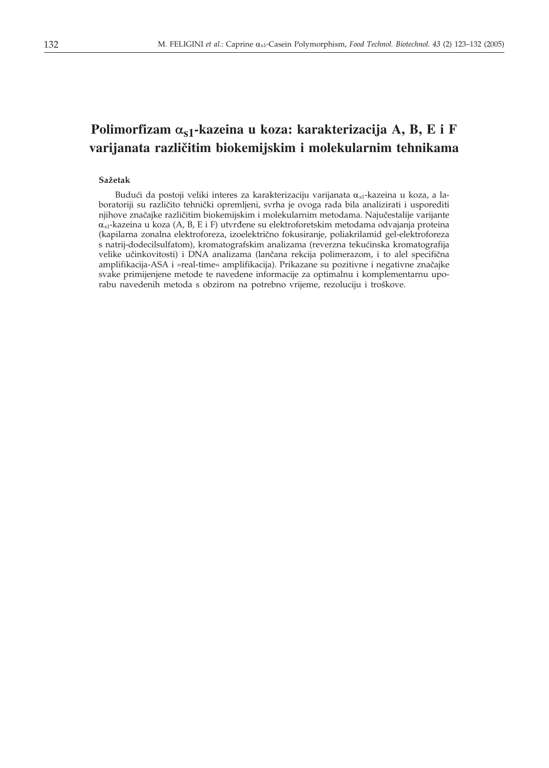# Polimorfizam $\alpha_{s1}$-kazeina u koza: karakterizacija A, B, E i F varijanata različitim biokemijskim i molekularnim tehnikama

**Sažetak**

Budući da postoji veliki interes za karakterizaciju varijanata $\alpha_{s1}$-kazeina u koza, a laboratoriji su različito tehnički opremljeni, svrha je ovoga rada bila analizirati i usporediti njihove značajke različitim biokemijskim i molekularnim metodama. Najučestalije varijante $\alpha_{s1}$-kazeina u koza (A, B, E i F) utvrđene su elektroforetskim metodama odvajanja proteina (kapilarna zonalna elektroforeza, izoelektrično fokusiranje, poliakrilamid gel-elektroforeza s natrij-dodecilsulfatom), kromatografskim analizama (reverzna tekućinska kromatografija velike učinkovitosti) i DNA analizama (lančana rekcija polimerazom, i to alel specifična amplifikacija-ASA i »real-time« amplifikacija). Prikazane su pozitivne i negativne značajke svake primijenjene metode te navedene informacije za optimalnu i komplementarnu uporabu navedenih metoda s obzirom na potrebno vrijeme, rezoluciju i troškove.